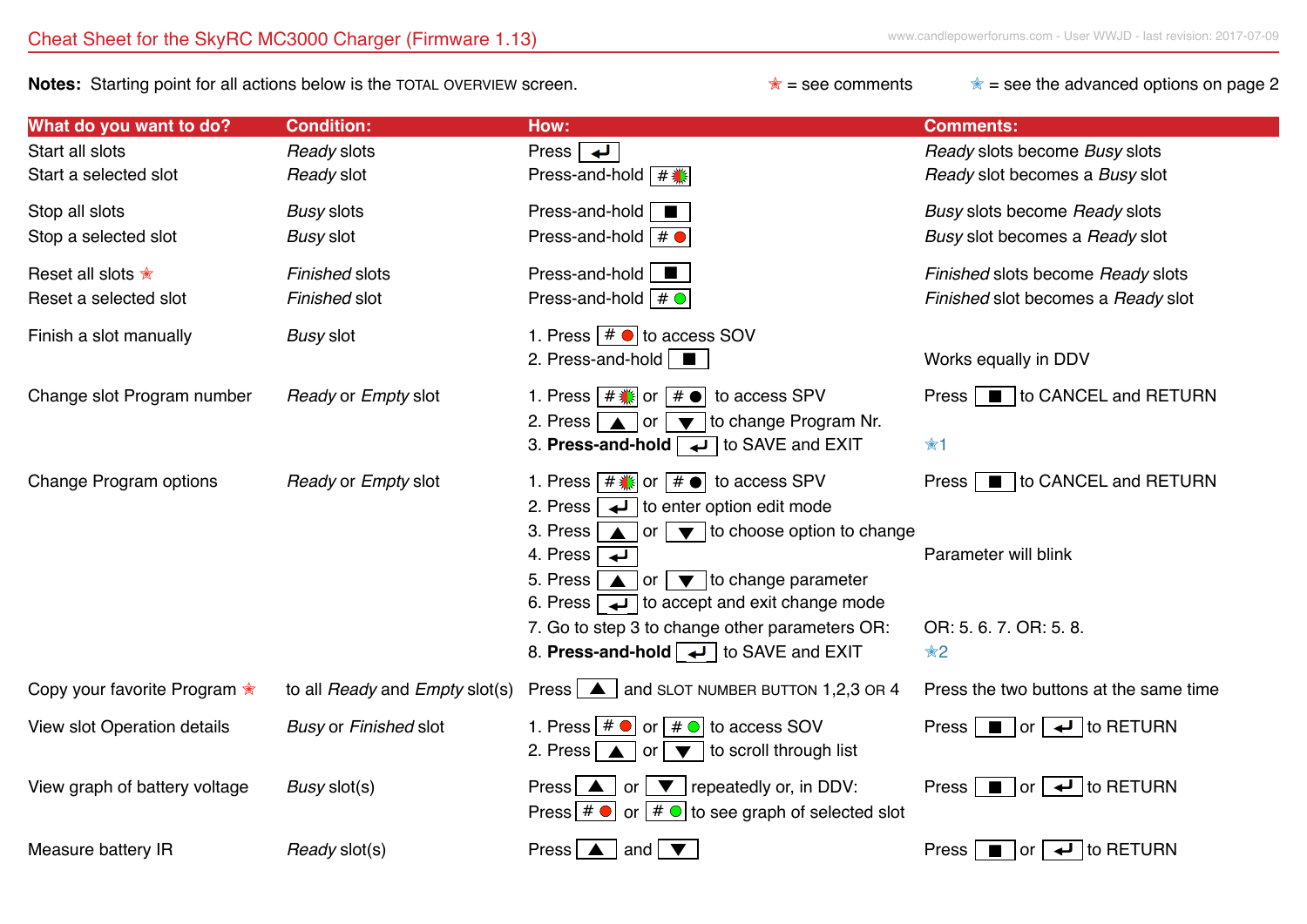# Cheat Sheet for the SkyRC MC3000 Charger (Firmware 1.13)

**Notes:** Starting point for all actions below is the TOTAL OVERVIEW screen.

★ = see comments ★ = see the advanced options on page 2

| What do you want to do? | Condition: | How: | Comments: |
|---|---|---|---|
| Start all slots | *Ready* slots | Press [↵] | *Ready* slots become *Busy* slots |
| Start a selected slot | *Ready* slot | Press-and-hold [# ✸] | *Ready* slot becomes a *Busy* slot |
| Stop all slots | *Busy* slots | Press-and-hold [■] | *Busy* slots become *Ready* slots |
| Stop a selected slot | *Busy* slot | Press-and-hold [# ●(red)] | *Busy* slot becomes a *Ready* slot |
| Reset all slots ★ | *Finished* slots | Press-and-hold [■] | *Finished* slots become *Ready* slots |
| Reset a selected slot | *Finished* slot | Press-and-hold [# ●(green)] | *Finished* slot becomes a *Ready* slot |
| Finish a slot manually | *Busy* slot | 1. Press [# ●(red)] to access SOV<br>2. Press-and-hold [■] | <br>Works equally in DDV |
| Change slot Program number | *Ready* or *Empty* slot | 1. Press [# ✸] or [# ●] to access SPV<br>2. Press [▲] or [▼] to change Program Nr.<br>3. **Press-and-hold** [↵] to SAVE and EXIT | Press [■] to CANCEL and RETURN<br><br>★1 |
| Change Program options | *Ready* or *Empty* slot | 1. Press [# ✸] or [# ●] to access SPV<br>2. Press [↵] to enter option edit mode<br>3. Press [▲] or [▼] to choose option to change<br>4. Press [↵]<br>5. Press [▲] or [▼] to change parameter<br>6. Press [↵] to accept and exit change mode<br>7. Go to step 3 to change other parameters OR:<br>8. **Press-and-hold** [↵] to SAVE and EXIT | Press [■] to CANCEL and RETURN<br><br><br>Parameter will blink<br><br><br>OR: 5. 6. 7. OR: 5. 8.<br>★2 |
| Copy your favorite Program ★ | to all *Ready* and *Empty* slot(s) | Press [▲] and SLOT NUMBER BUTTON 1,2,3 OR 4 | Press the two buttons at the same time |
| View slot Operation details | *Busy* or *Finished* slot | 1. Press [# ●(red)] or [# ●(green)] to access SOV<br>2. Press [▲] or [▼] to scroll through list | Press [■] or [↵] to RETURN |
| View graph of battery voltage | *Busy* slot(s) | Press [▲] or [▼] repeatedly or, in DDV:<br>Press [# ●(red)] or [# ●(green)] to see graph of selected slot | Press [■] or [↵] to RETURN |
| Measure battery IR | *Ready* slot(s) | Press [▲] and [▼] | Press [■] or [↵] to RETURN |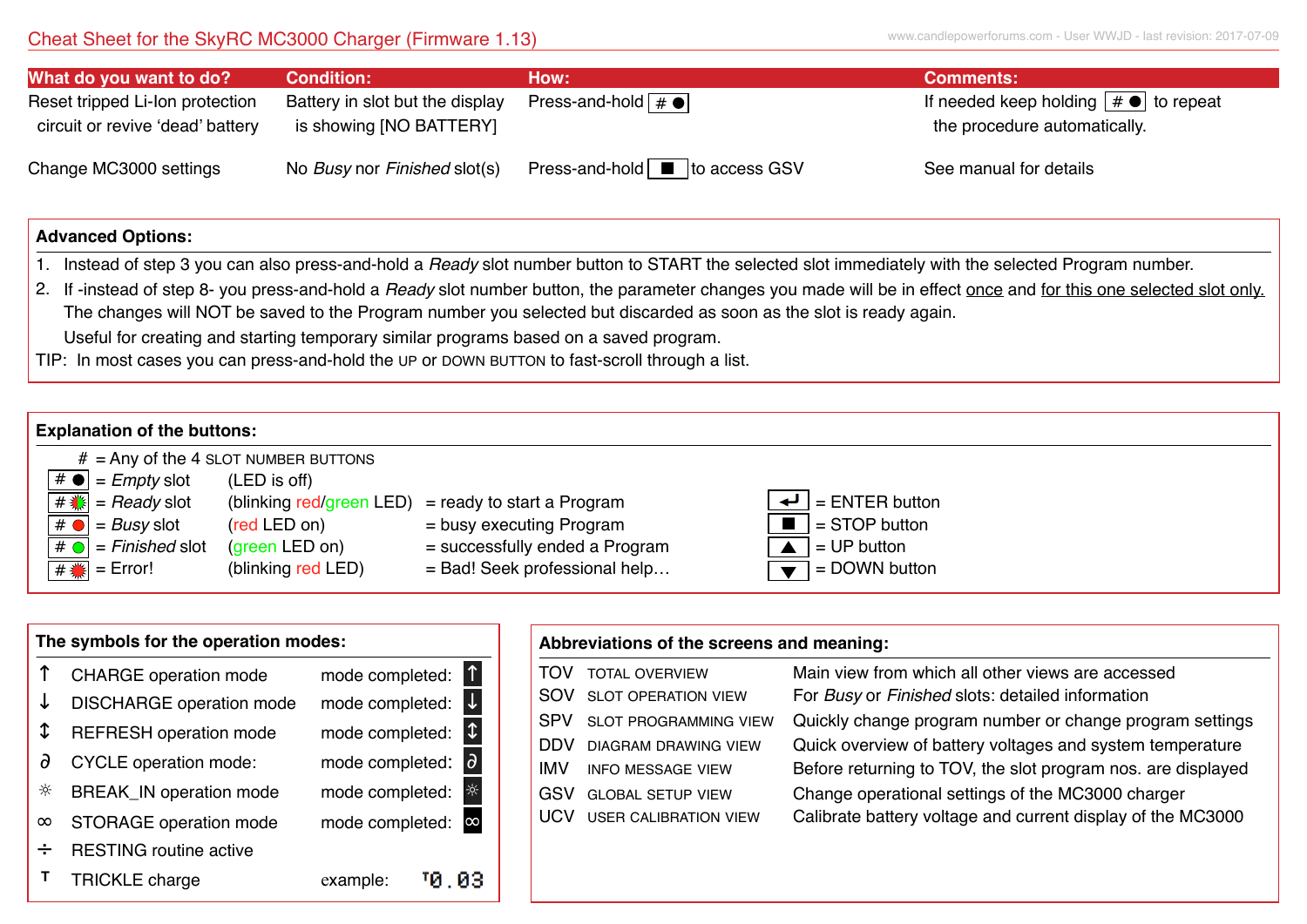## Cheat Sheet for the SkyRC MC3000 Charger (Firmware 1.13)

| What do you want to do? | Condition: | How: | Comments: |
| --- | --- | --- | --- |
| Reset tripped Li-Ion protection circuit or revive 'dead' battery | Battery in slot but the display is showing [NO BATTERY] | Press-and-hold [# ●] | If needed keep holding [# ●] to repeat the procedure automatically. |
| Change MC3000 settings | No *Busy* nor *Finished* slot(s) | Press-and-hold [■] to access GSV | See manual for details |

**Advanced Options:**

1. Instead of step 3 you can also press-and-hold a *Ready* slot number button to START the selected slot immediately with the selected Program number.
2. If -instead of step 8- you press-and-hold a *Ready* slot number button, the parameter changes you made will be in effect once and for this one selected slot only. The changes will NOT be saved to the Program number you selected but discarded as soon as the slot is ready again.
   Useful for creating and starting temporary similar programs based on a saved program.

TIP: In most cases you can press-and-hold the UP or DOWN BUTTON to fast-scroll through a list.

**Explanation of the buttons:**

| | | | | | |
| --- | --- | --- | --- | --- | --- |
| # | = Any of the 4 SLOT NUMBER BUTTONS | | | | |
| [# ●] | = *Empty* slot | (LED is off) | | | |
| [# ✸] | = *Ready* slot | (blinking red/green LED) | = ready to start a Program | [↵] | = ENTER button |
| [# ●] | = *Busy* slot | (red LED on) | = busy executing Program | [■] | = STOP button |
| [# ●] | = *Finished* slot | (green LED on) | = successfully ended a Program | [▲] | = UP button |
| [# ✸] | = Error! | (blinking red LED) | = Bad! Seek professional help… | [▼] | = DOWN button |

**The symbols for the operation modes:**

| Symbol | Mode | | |
| --- | --- | --- | --- |
| ↑ | CHARGE operation mode | mode completed: | ↑ |
| ↓ | DISCHARGE operation mode | mode completed: | ↓ |
| ↕ | REFRESH operation mode | mode completed: | ↕ |
| ∂ | CYCLE operation mode: | mode completed: | ∂ |
| ☼ | BREAK_IN operation mode | mode completed: | ☼ |
| ∞ | STORAGE operation mode | mode completed: | ∞ |
| ÷ | RESTING routine active | | |
| T | TRICKLE charge | example: | T0.03 |

**Abbreviations of the screens and meaning:**

| | | |
| --- | --- | --- |
| TOV | TOTAL OVERVIEW | Main view from which all other views are accessed |
| SOV | SLOT OPERATION VIEW | For *Busy* or *Finished* slots: detailed information |
| SPV | SLOT PROGRAMMING VIEW | Quickly change program number or change program settings |
| DDV | DIAGRAM DRAWING VIEW | Quick overview of battery voltages and system temperature |
| IMV | INFO MESSAGE VIEW | Before returning to TOV, the slot program nos. are displayed |
| GSV | GLOBAL SETUP VIEW | Change operational settings of the MC3000 charger |
| UCV | USER CALIBRATION VIEW | Calibrate battery voltage and current display of the MC3000 |